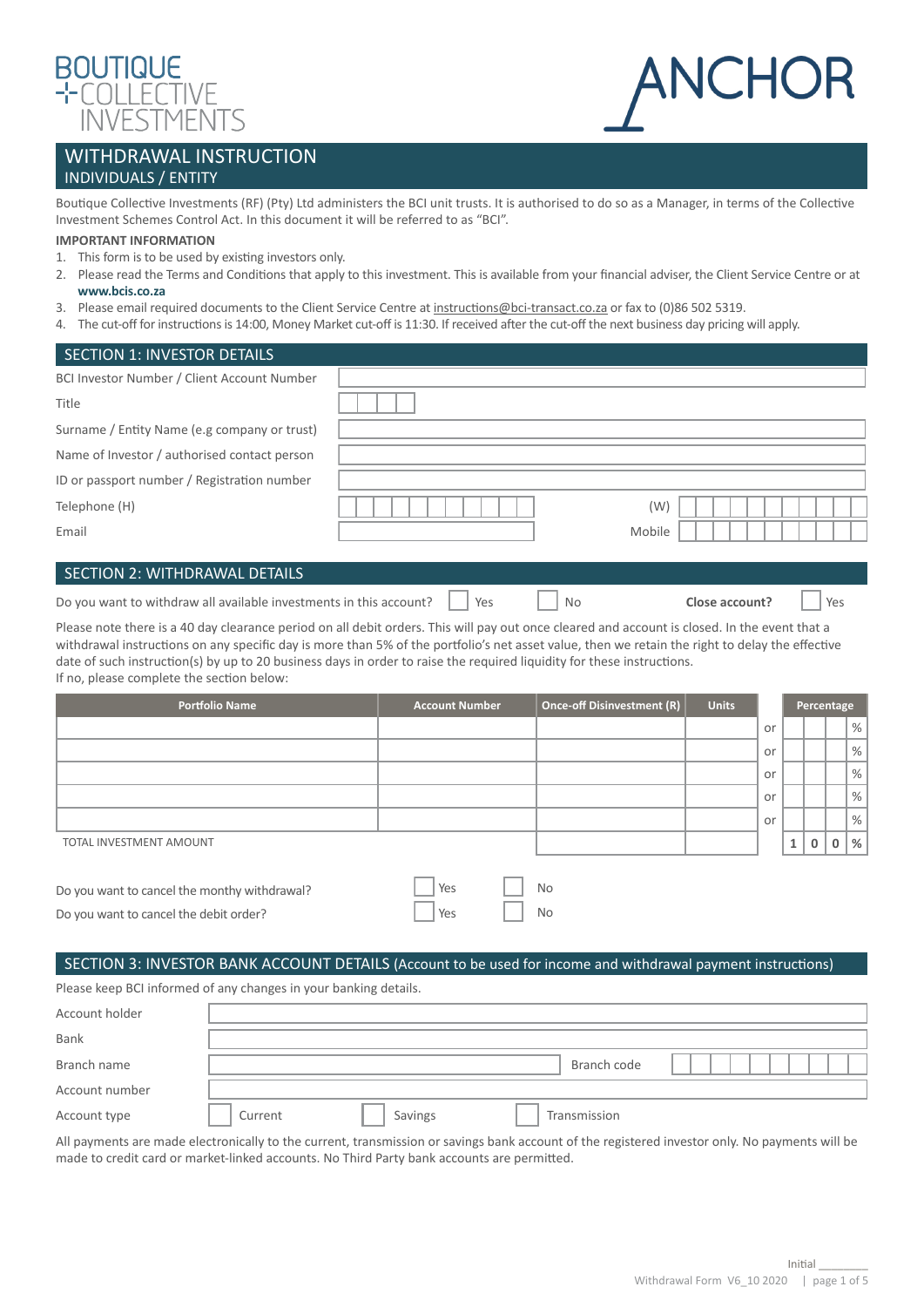BOUTIQUE COLLECTIVE INVESTMENTS

ANCHOR

# WITHDRAWAL INSTRUCTION

## INDIVIDUALS / ENTITY

Boutique Collective Investments (RF) (Pty) Ltd administers the BCI unit trusts. It is authorised to do so as a Manager, in terms of the Collective Investment Schemes Control Act. In this document it will be referred to as "BCI".

**IMPORTANT INFORMATION**

1. This form is to be used by existing investors only.
2. Please read the Terms and Conditions that apply to this investment. This is available from your financial adviser, the Client Service Centre or at **www.bcis.co.za**
3. Please email required documents to the Client Service Centre at instructions@bci-transact.co.za or fax to (0)86 502 5319.
4. The cut-off for instructions is 14:00, Money Market cut-off is 11:30. If received after the cut-off the next business day pricing will apply.

## SECTION 1: INVESTOR DETAILS

| | | | |
|---|---|---|---|
| BCI Investor Number / Client Account Number | | | |
| Title | | | |
| Surname / Entity Name (e.g company or trust) | | | |
| Name of Investor / authorised contact person | | | |
| ID or passport number / Registration number | | | |
| Telephone (H) | | (W) | |
| Email | | Mobile | |

## SECTION 2: WITHDRAWAL DETAILS

Do you want to withdraw all available investments in this account? ☐ Yes ☐ No **Close account?** ☐ Yes

Please note there is a 40 day clearance period on all debit orders. This will pay out once cleared and account is closed. In the event that a withdrawal instructions on any specific day is more than 5% of the portfolio's net asset value, then we retain the right to delay the effective date of such instruction(s) by up to 20 business days in order to raise the required liquidity for these instructions.
If no, please complete the section below:

| Portfolio Name | Account Number | Once-off Disinvestment (R) | Units | | Percentage |
|---|---|---|---|---|---|
| | | | | or | % |
| | | | | or | % |
| | | | | or | % |
| | | | | or | % |
| | | | | or | % |
| TOTAL INVESTMENT AMOUNT | | | | | 100 % |

Do you want to cancel the monthy withdrawal? ☐ Yes ☐ No

Do you want to cancel the debit order? ☐ Yes ☐ No

## SECTION 3: INVESTOR BANK ACCOUNT DETAILS (Account to be used for income and withdrawal payment instructions)

Please keep BCI informed of any changes in your banking details.

| | | | |
|---|---|---|---|
| Account holder | | | |
| Bank | | | |
| Branch name | | Branch code | |
| Account number | | | |
| Account type | ☐ Current | ☐ Savings | ☐ Transmission |

All payments are made electronically to the current, transmission or savings bank account of the registered investor only. No payments will be made to credit card or market-linked accounts. No Third Party bank accounts are permitted.

Initial ________

Withdrawal Form V6_10 2020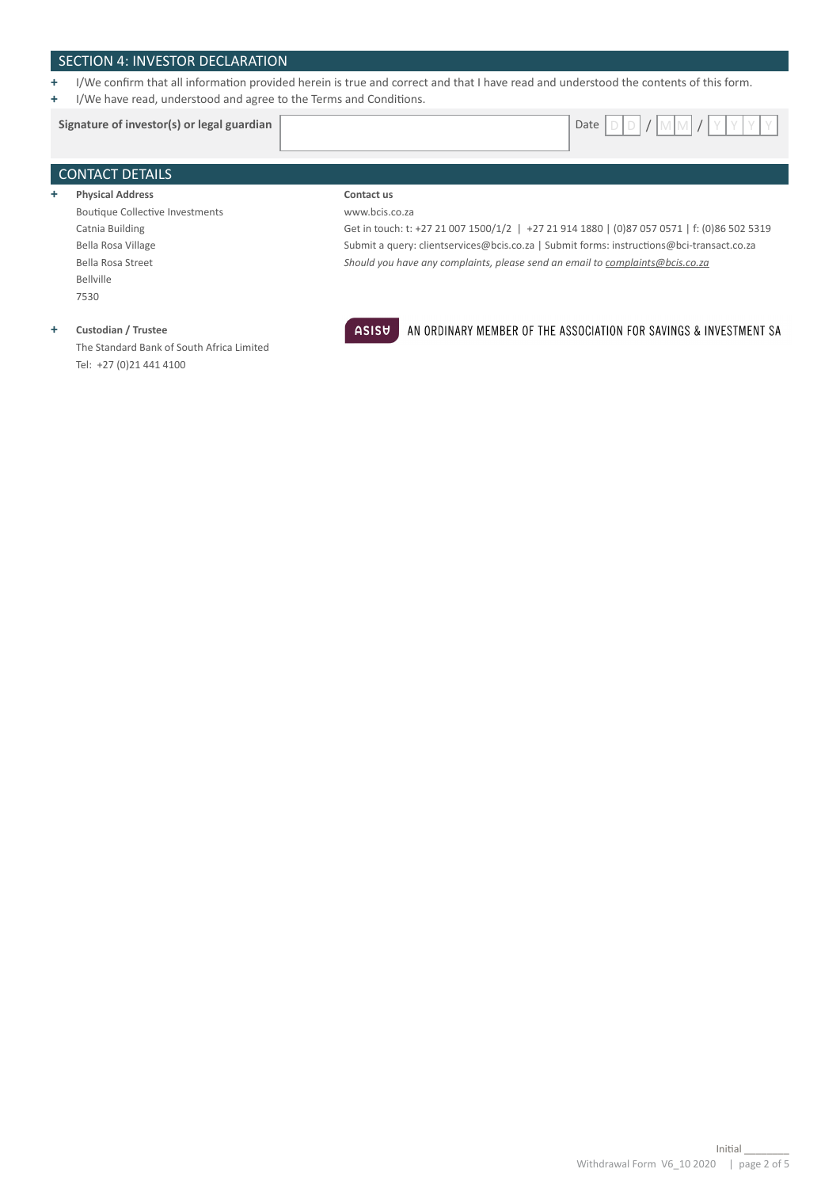## SECTION 4: INVESTOR DECLARATION

- I/We confirm that all information provided herein is true and correct and that I have read and understood the contents of this form.
- I/We have read, understood and agree to the Terms and Conditions.

| **Signature of investor(s) or legal guardian** | | Date DD / MM / YYYY |
|---|---|---|

## CONTACT DETAILS

- **Physical Address**
  Boutique Collective Investments
  Catnia Building
  Bella Rosa Village
  Bella Rosa Street
  Bellville
  7530

**Contact us**
www.bcis.co.za
Get in touch: t: +27 21 007 1500/1/2 | +27 21 914 1880 | (0)87 057 0571 | f: (0)86 502 5319
Submit a query: clientservices@bcis.co.za | Submit forms: instructions@bci-transact.co.za
*Should you have any complaints, please send an email to complaints@bcis.co.za*

- **Custodian / Trustee**
  The Standard Bank of South Africa Limited
  Tel: +27 (0)21 441 4100

ASISA AN ORDINARY MEMBER OF THE ASSOCIATION FOR SAVINGS & INVESTMENT SA

Initial ________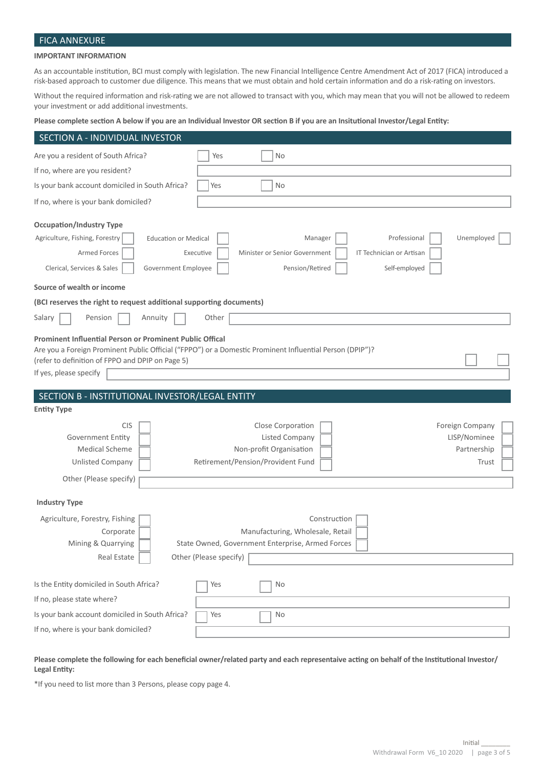## FICA ANNEXURE

**IMPORTANT INFORMATION**

As an accountable institution, BCI must comply with legislation. The new Financial Intelligence Centre Amendment Act of 2017 (FICA) introduced a risk-based approach to customer due diligence. This means that we must obtain and hold certain information and do a risk-rating on investors.

Without the required information and risk-rating we are not allowed to transact with you, which may mean that you will not be allowed to redeem your investment or add additional investments.

**Please complete section A below if you are an Individual Investor OR section B if you are an Insitutional Investor/Legal Entity:**

## SECTION A - INDIVIDUAL INVESTOR

Are you a resident of South Africa? ☐ Yes ☐ No

If no, where are you resident? ____________________

Is your bank account domiciled in South Africa? ☐ Yes ☐ No

If no, where is your bank domiciled? ____________________

**Occupation/Industry Type**

| | | | | |
|---|---|---|---|---|
| Agriculture, Fishing, Forestry ☐ | Education or Medical ☐ | Manager ☐ | Professional ☐ | Unemployed ☐ |
| Armed Forces ☐ | Executive ☐ | Minister or Senior Government ☐ | IT Technician or Artisan ☐ | |
| Clerical, Services & Sales ☐ | Government Employee ☐ | Pension/Retired ☐ | Self-employed ☐ | |

**Source of wealth or income**

**(BCI reserves the right to request additional supporting documents)**

Salary ☐ Pension ☐ Annuity ☐ Other ____________________

**Prominent Influential Person or Prominent Public Offical**

Are you a Foreign Prominent Public Official ("FPPO") or a Domestic Prominent Influential Person (DPIP")?
(refer to definition of FPPO and DPIP on Page 5) ☐ ☐

If yes, please specify ____________________

## SECTION B - INSTITUTIONAL INVESTOR/LEGAL ENTITY

**Entity Type**

| | | |
|---|---|---|
| CIS ☐ | Close Corporation ☐ | Foreign Company ☐ |
| Government Entity ☐ | Listed Company ☐ | LISP/Nominee ☐ |
| Medical Scheme ☐ | Non-profit Organisation ☐ | Partnership ☐ |
| Unlisted Company ☐ | Retirement/Pension/Provident Fund ☐ | Trust ☐ |

Other (Please specify) ____________________

**Industry Type**

| | |
|---|---|
| Agriculture, Forestry, Fishing ☐ | Construction ☐ |
| Corporate ☐ | Manufacturing, Wholesale, Retail ☐ |
| Mining & Quarrying ☐ | State Owned, Government Enterprise, Armed Forces ☐ |
| Real Estate ☐ | Other (Please specify) ____________________ |

Is the Entity domiciled in South Africa? ☐ Yes ☐ No

If no, please state where? ____________________

Is your bank account domiciled in South Africa? ☐ Yes ☐ No

If no, where is your bank domiciled? ____________________

**Please complete the following for each beneficial owner/related party and each representaive acting on behalf of the Institutional Investor/ Legal Entity:**

*If you need to list more than 3 Persons, please copy page 4.

Initial ________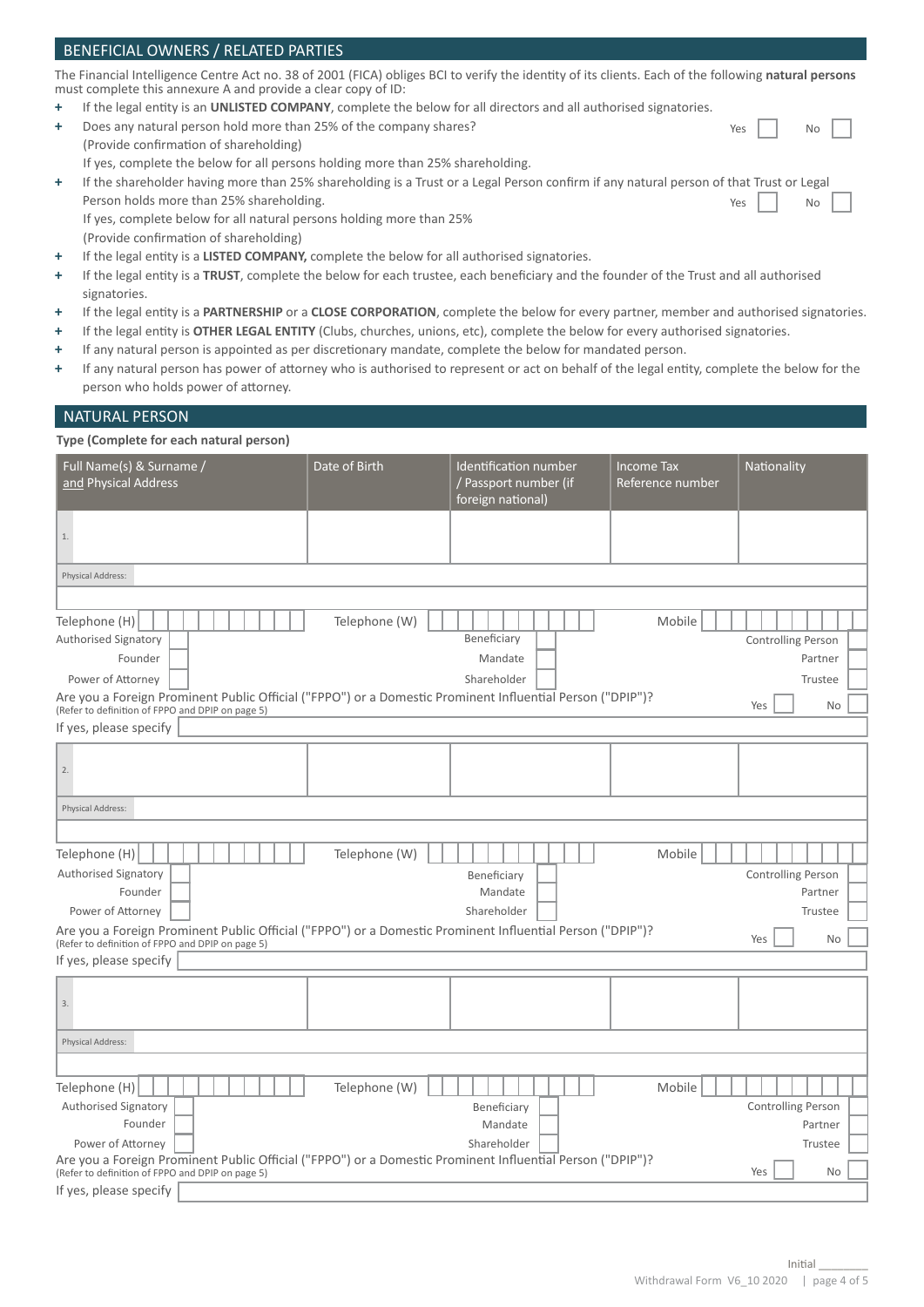## BENEFICIAL OWNERS / RELATED PARTIES

The Financial Intelligence Centre Act no. 38 of 2001 (FICA) obliges BCI to verify the identity of its clients. Each of the following **natural persons** must complete this annexure A and provide a clear copy of ID:

- If the legal entity is an **UNLISTED COMPANY**, complete the below for all directors and all authorised signatories.
- Does any natural person hold more than 25% of the company shares? Yes ☐ No ☐
  (Provide confirmation of shareholding)
  If yes, complete the below for all persons holding more than 25% shareholding.
- If the shareholder having more than 25% shareholding is a Trust or a Legal Person confirm if any natural person of that Trust or Legal Person holds more than 25% shareholding. Yes ☐ No ☐
  If yes, complete below for all natural persons holding more than 25%
  (Provide confirmation of shareholding)
- If the legal entity is a **LISTED COMPANY,** complete the below for all authorised signatories.
- If the legal entity is a **TRUST**, complete the below for each trustee, each beneficiary and the founder of the Trust and all authorised signatories.
- If the legal entity is a **PARTNERSHIP** or a **CLOSE CORPORATION**, complete the below for every partner, member and authorised signatories.
- If the legal entity is **OTHER LEGAL ENTITY** (Clubs, churches, unions, etc), complete the below for every authorised signatories.
- If any natural person is appointed as per discretionary mandate, complete the below for mandated person.
- If any natural person has power of attorney who is authorised to represent or act on behalf of the legal entity, complete the below for the person who holds power of attorney.

## NATURAL PERSON

**Type (Complete for each natural person)**

| Full Name(s) & Surname / and Physical Address | Date of Birth | Identification number / Passport number (if foreign national) | Income Tax Reference number | Nationality |
|---|---|---|---|---|
| 1. | | | | |
| Physical Address: | | | | |

Telephone (H) ☐ Telephone (W) ☐ Mobile ☐

Authorised Signatory ☐ Beneficiary ☐ Controlling Person ☐
Founder ☐ Mandate ☐ Partner ☐
Power of Attorney ☐ Shareholder ☐ Trustee ☐

Are you a Foreign Prominent Public Official ("FPPO") or a Domestic Prominent Influential Person ("DPIP")? Yes ☐ No ☐
(Refer to definition of FPPO and DPIP on page 5)

If yes, please specify ______

| Full Name(s) & Surname / and Physical Address | Date of Birth | Identification number / Passport number (if foreign national) | Income Tax Reference number | Nationality |
|---|---|---|---|---|
| 2. | | | | |
| Physical Address: | | | | |

Telephone (H) ☐ Telephone (W) ☐ Mobile ☐

Authorised Signatory ☐ Beneficiary ☐ Controlling Person ☐
Founder ☐ Mandate ☐ Partner ☐
Power of Attorney ☐ Shareholder ☐ Trustee ☐

Are you a Foreign Prominent Public Official ("FPPO") or a Domestic Prominent Influential Person ("DPIP")? Yes ☐ No ☐
(Refer to definition of FPPO and DPIP on page 5)

If yes, please specify ______

| Full Name(s) & Surname / and Physical Address | Date of Birth | Identification number / Passport number (if foreign national) | Income Tax Reference number | Nationality |
|---|---|---|---|---|
| 3. | | | | |
| Physical Address: | | | | |

Telephone (H) ☐ Telephone (W) ☐ Mobile ☐

Authorised Signatory ☐ Beneficiary ☐ Controlling Person ☐
Founder ☐ Mandate ☐ Partner ☐
Power of Attorney ☐ Shareholder ☐ Trustee ☐

Are you a Foreign Prominent Public Official ("FPPO") or a Domestic Prominent Influential Person ("DPIP")? Yes ☐ No ☐
(Refer to definition of FPPO and DPIP on page 5)

If yes, please specify ______

Initial ______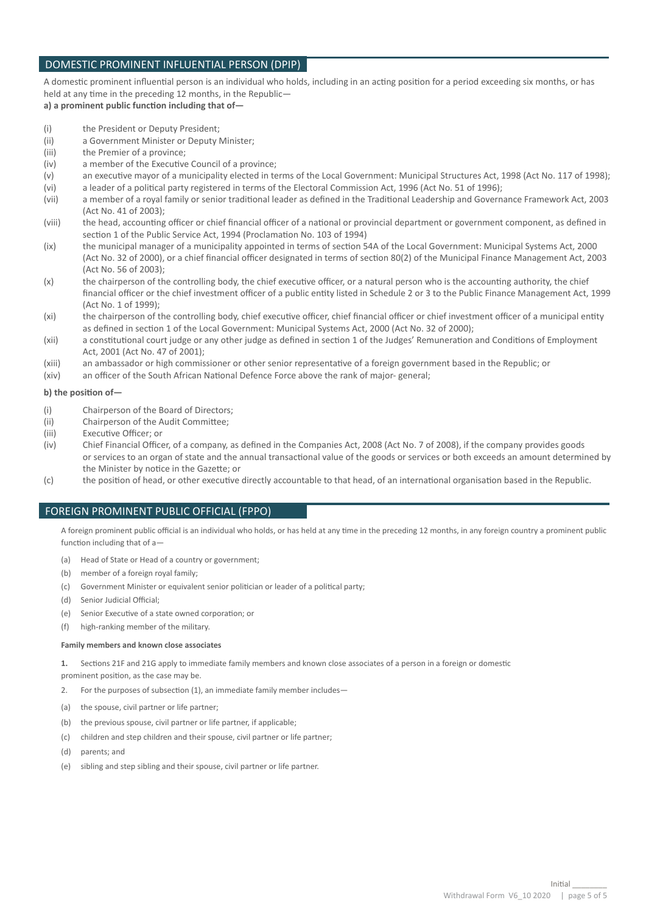## DOMESTIC PROMINENT INFLUENTIAL PERSON (DPIP)

A domestic prominent influential person is an individual who holds, including in an acting position for a period exceeding six months, or has held at any time in the preceding 12 months, in the Republic—

**a) a prominent public function including that of—**

(i) the President or Deputy President;
(ii) a Government Minister or Deputy Minister;
(iii) the Premier of a province;
(iv) a member of the Executive Council of a province;
(v) an executive mayor of a municipality elected in terms of the Local Government: Municipal Structures Act, 1998 (Act No. 117 of 1998);
(vi) a leader of a political party registered in terms of the Electoral Commission Act, 1996 (Act No. 51 of 1996);
(vii) a member of a royal family or senior traditional leader as defined in the Traditional Leadership and Governance Framework Act, 2003 (Act No. 41 of 2003);
(viii) the head, accounting officer or chief financial officer of a national or provincial department or government component, as defined in section 1 of the Public Service Act, 1994 (Proclamation No. 103 of 1994)
(ix) the municipal manager of a municipality appointed in terms of section 54A of the Local Government: Municipal Systems Act, 2000 (Act No. 32 of 2000), or a chief financial officer designated in terms of section 80(2) of the Municipal Finance Management Act, 2003 (Act No. 56 of 2003);
(x) the chairperson of the controlling body, the chief executive officer, or a natural person who is the accounting authority, the chief financial officer or the chief investment officer of a public entity listed in Schedule 2 or 3 to the Public Finance Management Act, 1999 (Act No. 1 of 1999);
(xi) the chairperson of the controlling body, chief executive officer, chief financial officer or chief investment officer of a municipal entity as defined in section 1 of the Local Government: Municipal Systems Act, 2000 (Act No. 32 of 2000);
(xii) a constitutional court judge or any other judge as defined in section 1 of the Judges' Remuneration and Conditions of Employment Act, 2001 (Act No. 47 of 2001);
(xiii) an ambassador or high commissioner or other senior representative of a foreign government based in the Republic; or
(xiv) an officer of the South African National Defence Force above the rank of major- general;

**b) the position of—**

(i) Chairperson of the Board of Directors;
(ii) Chairperson of the Audit Committee;
(iii) Executive Officer; or
(iv) Chief Financial Officer, of a company, as defined in the Companies Act, 2008 (Act No. 7 of 2008), if the company provides goods or services to an organ of state and the annual transactional value of the goods or services or both exceeds an amount determined by the Minister by notice in the Gazette; or

(c) the position of head, or other executive directly accountable to that head, of an international organisation based in the Republic.

## FOREIGN PROMINENT PUBLIC OFFICIAL (FPPO)

A foreign prominent public official is an individual who holds, or has held at any time in the preceding 12 months, in any foreign country a prominent public function including that of a—

(a) Head of State or Head of a country or government;
(b) member of a foreign royal family;
(c) Government Minister or equivalent senior politician or leader of a political party;
(d) Senior Judicial Official;
(e) Senior Executive of a state owned corporation; or
(f) high-ranking member of the military.

**Family members and known close associates**

**1.** Sections 21F and 21G apply to immediate family members and known close associates of a person in a foreign or domestic prominent position, as the case may be.

2. For the purposes of subsection (1), an immediate family member includes—

(a) the spouse, civil partner or life partner;
(b) the previous spouse, civil partner or life partner, if applicable;
(c) children and step children and their spouse, civil partner or life partner;
(d) parents; and
(e) sibling and step sibling and their spouse, civil partner or life partner.

Initial ________